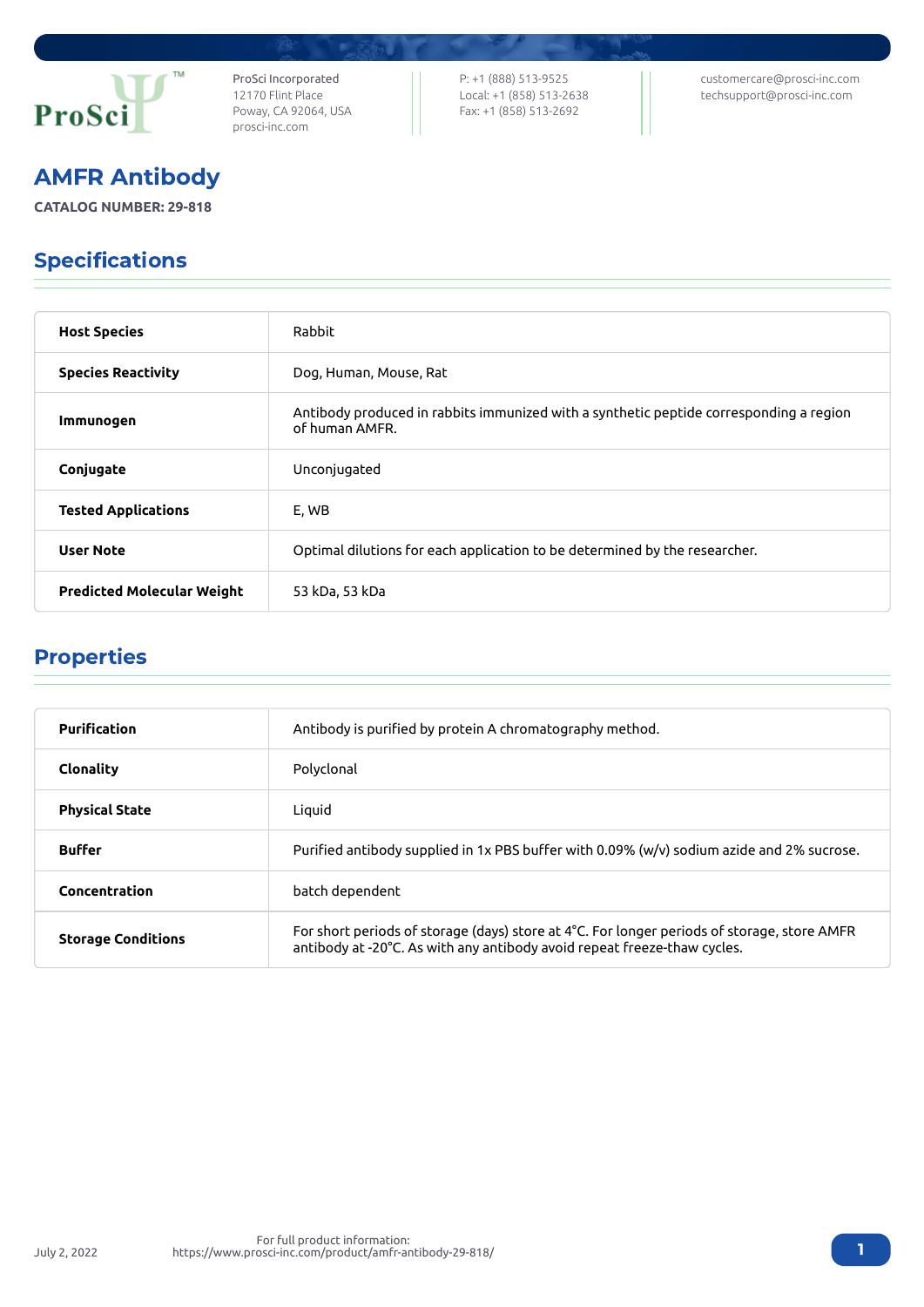ProSci Incorporated
12170 Flint Place
Poway, CA 92064, USA
prosci-inc.com

P: +1 (888) 513-9525
Local: +1 (858) 513-2638
Fax: +1 (858) 513-2692

customercare@prosci-inc.com
techsupport@prosci-inc.com

# AMFR Antibody

**CATALOG NUMBER: 29-818**

## Specifications

| | |
|---|---|
| **Host Species** | Rabbit |
| **Species Reactivity** | Dog, Human, Mouse, Rat |
| **Immunogen** | Antibody produced in rabbits immunized with a synthetic peptide corresponding a region of human AMFR. |
| **Conjugate** | Unconjugated |
| **Tested Applications** | E, WB |
| **User Note** | Optimal dilutions for each application to be determined by the researcher. |
| **Predicted Molecular Weight** | 53 kDa, 53 kDa |

## Properties

| | |
|---|---|
| **Purification** | Antibody is purified by protein A chromatography method. |
| **Clonality** | Polyclonal |
| **Physical State** | Liquid |
| **Buffer** | Purified antibody supplied in 1x PBS buffer with 0.09% (w/v) sodium azide and 2% sucrose. |
| **Concentration** | batch dependent |
| **Storage Conditions** | For short periods of storage (days) store at 4°C. For longer periods of storage, store AMFR antibody at -20°C. As with any antibody avoid repeat freeze-thaw cycles. |

July 2, 2022

For full product information:
https://www.prosci-inc.com/product/amfr-antibody-29-818/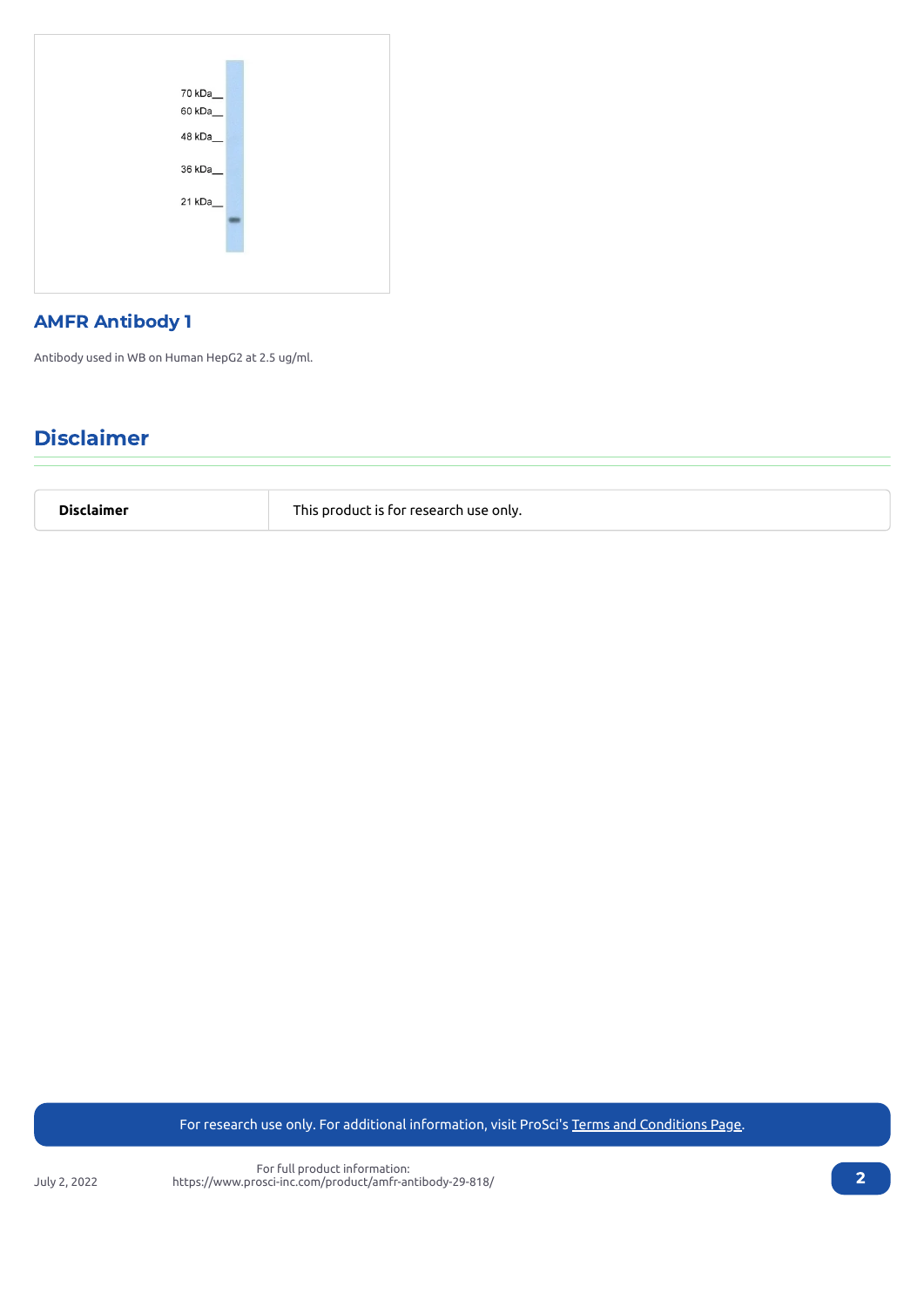70 kDa
60 kDa
48 kDa
36 kDa
21 kDa

## AMFR Antibody 1

Antibody used in WB on Human HepG2 at 2.5 ug/ml.

## Disclaimer

| | |
|---|---|
| **Disclaimer** | This product is for research use only. |

For research use only. For additional information, visit ProSci's Terms and Conditions Page.

July 2, 2022

For full product information:
https://www.prosci-inc.com/product/amfr-antibody-29-818/